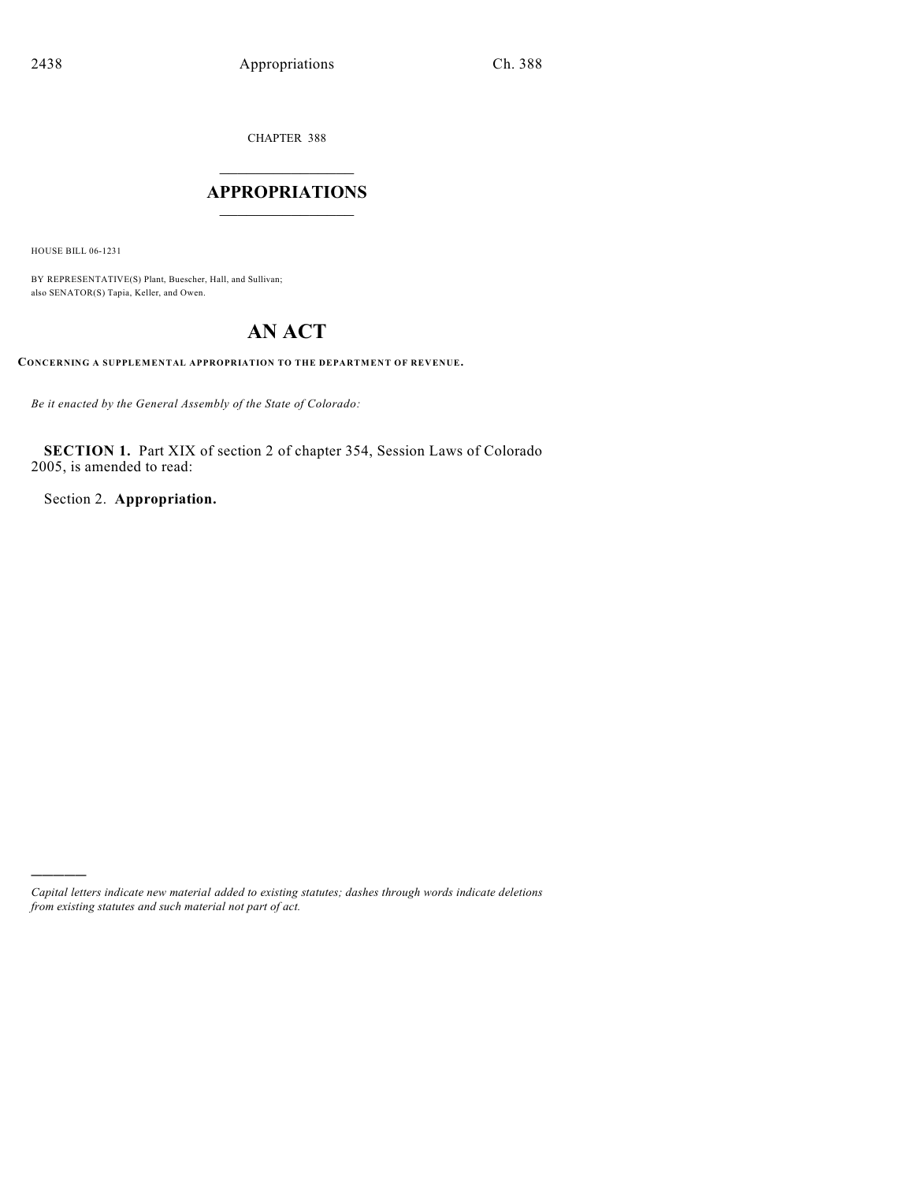CHAPTER 388

## APPROPRIATIONS

HOUSE BILL 06-1231

BY REPRESENTATIVE(S) Plant, Buescher, Hall, and Sullivan;
also SENATOR(S) Tapia, Keller, and Owen.

# AN ACT

**CONCERNING A SUPPLEMENTAL APPROPRIATION TO THE DEPARTMENT OF REVENUE.**

*Be it enacted by the General Assembly of the State of Colorado:*

**SECTION 1.** Part XIX of section 2 of chapter 354, Session Laws of Colorado 2005, is amended to read:

Section 2. **Appropriation.**

---

*Capital letters indicate new material added to existing statutes; dashes through words indicate deletions from existing statutes and such material not part of act.*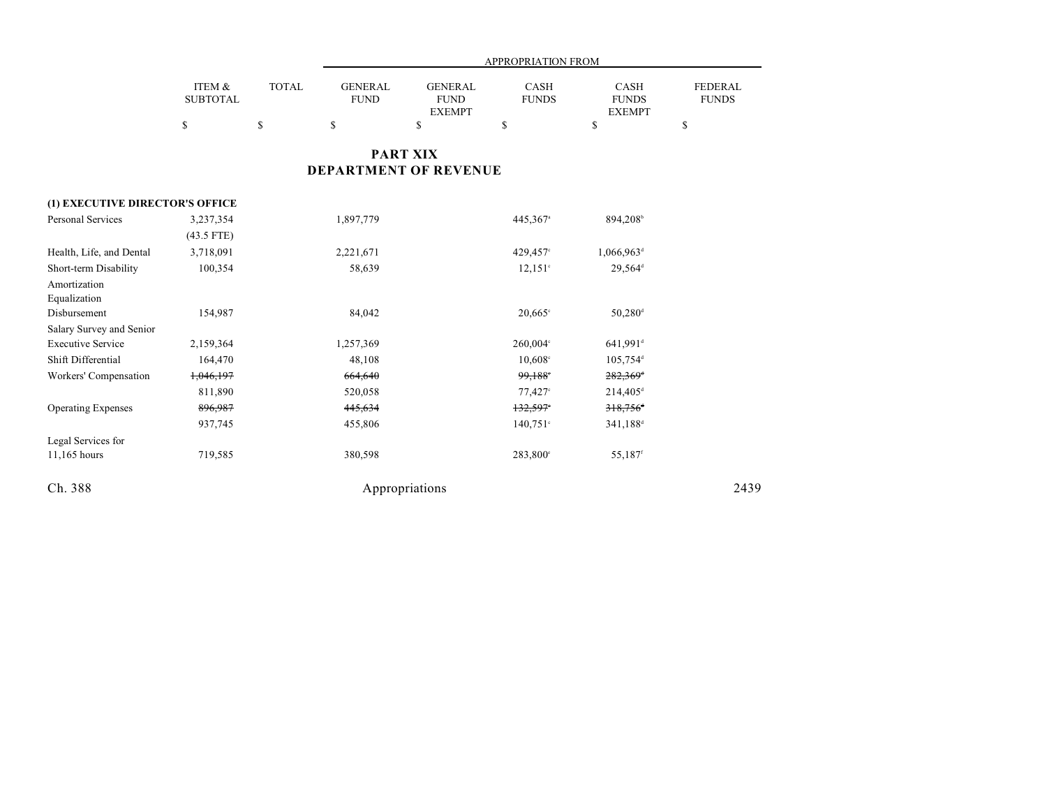| | ITEM & SUBTOTAL | TOTAL | APPROPRIATION FROM GENERAL FUND | GENERAL FUND EXEMPT | CASH FUNDS | CASH FUNDS EXEMPT | FEDERAL FUNDS |
|---|---|---|---|---|---|---|---|
| | $ | $ | $ | $ | $ | $ | $ |

# PART XIX
# DEPARTMENT OF REVENUE

| | ITEM & SUBTOTAL | TOTAL | GENERAL FUND | GENERAL FUND EXEMPT | CASH FUNDS | CASH FUNDS EXEMPT | FEDERAL FUNDS |
|---|---|---|---|---|---|---|---|
| **(1) EXECUTIVE DIRECTOR'S OFFICE** | | | | | | | |
| Personal Services | 3,237,354 | | 1,897,779 | | 445,367[a] | 894,208[b] | |
| | (43.5 FTE) | | | | | | |
| Health, Life, and Dental | 3,718,091 | | 2,221,671 | | 429,457[c] | 1,066,963[d] | |
| Short-term Disability | 100,354 | | 58,639 | | 12,151[c] | 29,564[d] | |
| Amortization Equalization Disbursement | 154,987 | | 84,042 | | 20,665[c] | 50,280[d] | |
| Salary Survey and Senior Executive Service | 2,159,364 | | 1,257,369 | | 260,004[c] | 641,991[d] | |
| Shift Differential | 164,470 | | 48,108 | | 10,608[c] | 105,754[d] | |
| Workers' Compensation | ~~1,046,197~~ | | ~~664,640~~ | | ~~99,188~~[c] | ~~282,369~~[d] | |
| | 811,890 | | 520,058 | | 77,427[c] | 214,405[d] | |
| Operating Expenses | ~~896,987~~ | | ~~445,634~~ | | ~~132,597~~[c] | ~~318,756~~[d] | |
| | 937,745 | | 455,806 | | 140,751[c] | 341,188[d] | |
| Legal Services for 11,165 hours | 719,585 | | 380,598 | | 283,800[e] | 55,187[f] | |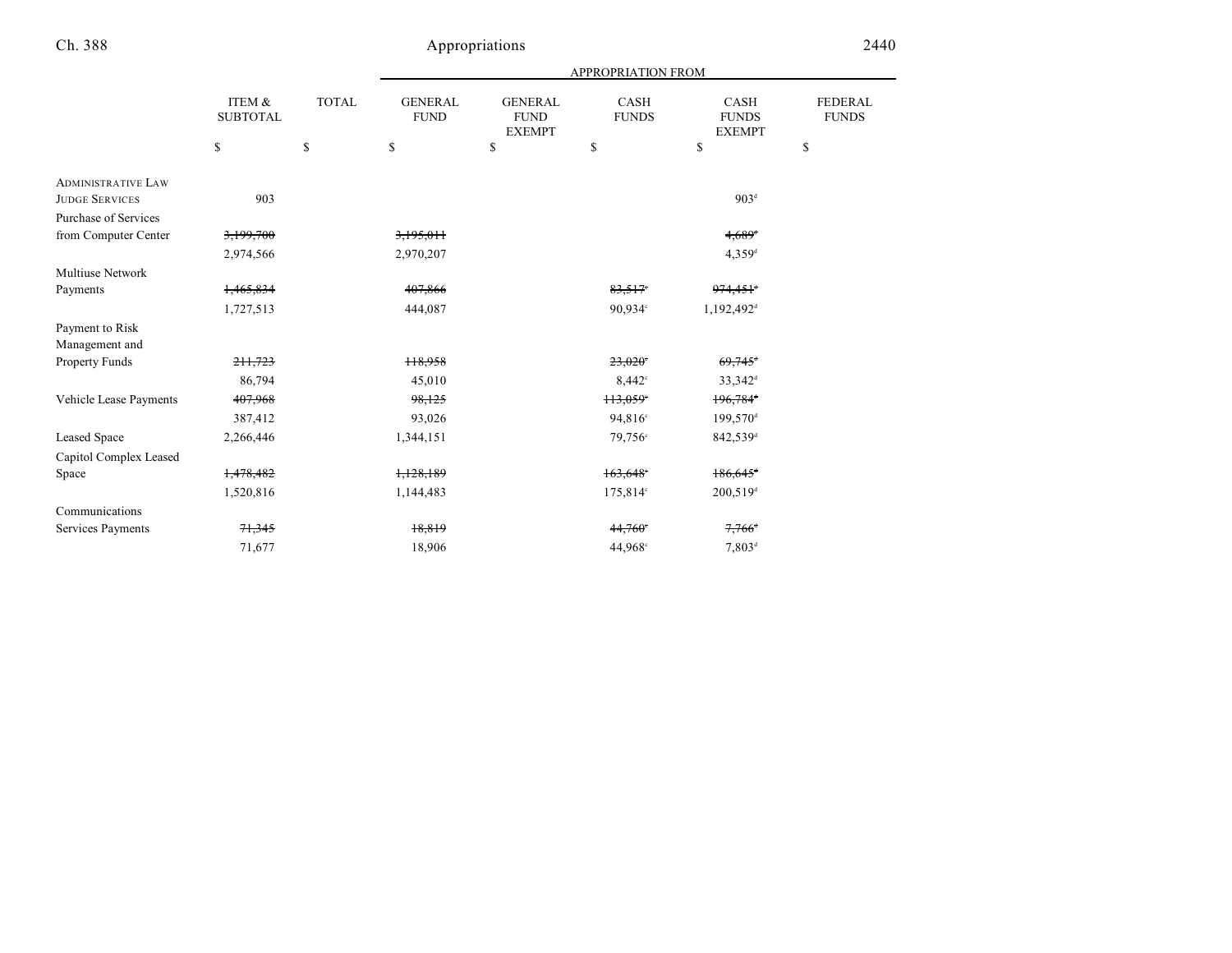| | ITEM & SUBTOTAL | TOTAL | APPROPRIATION FROM | | | | |
|---|---|---|---|---|---|---|---|
| | | | GENERAL FUND | GENERAL FUND EXEMPT | CASH FUNDS | CASH FUNDS EXEMPT | FEDERAL FUNDS |
| | $ | $ | $ | $ | $ | $ | $ |
| ADMINISTRATIVE LAW JUDGE SERVICES | 903 | | | | | 903[d] | |
| Purchase of Services from Computer Center | ~~3,199,700~~ | | ~~3,195,011~~ | | | ~~4,689~~[d] | |
| | 2,974,566 | | 2,970,207 | | | 4,359[d] | |
| Multiuse Network Payments | ~~1,465,834~~ | | ~~407,866~~ | | ~~83,517~~[c] | ~~974,451~~[d] | |
| | 1,727,513 | | 444,087 | | 90,934[c] | 1,192,492[d] | |
| Payment to Risk Management and Property Funds | ~~211,723~~ | | ~~118,958~~ | | ~~23,020~~[c] | ~~69,745~~[d] | |
| | 86,794 | | 45,010 | | 8,442[c] | 33,342[d] | |
| Vehicle Lease Payments | ~~407,968~~ | | ~~98,125~~ | | ~~113,059~~[c] | ~~196,784~~[d] | |
| | 387,412 | | 93,026 | | 94,816[c] | 199,570[d] | |
| Leased Space | 2,266,446 | | 1,344,151 | | 79,756[c] | 842,539[d] | |
| Capitol Complex Leased Space | ~~1,478,482~~ | | ~~1,128,189~~ | | ~~163,648~~[c] | ~~186,645~~[d] | |
| | 1,520,816 | | 1,144,483 | | 175,814[c] | 200,519[d] | |
| Communications Services Payments | ~~71,345~~ | | ~~18,819~~ | | ~~44,760~~[c] | ~~7,766~~[d] | |
| | 71,677 | | 18,906 | | 44,968[c] | 7,803[d] | |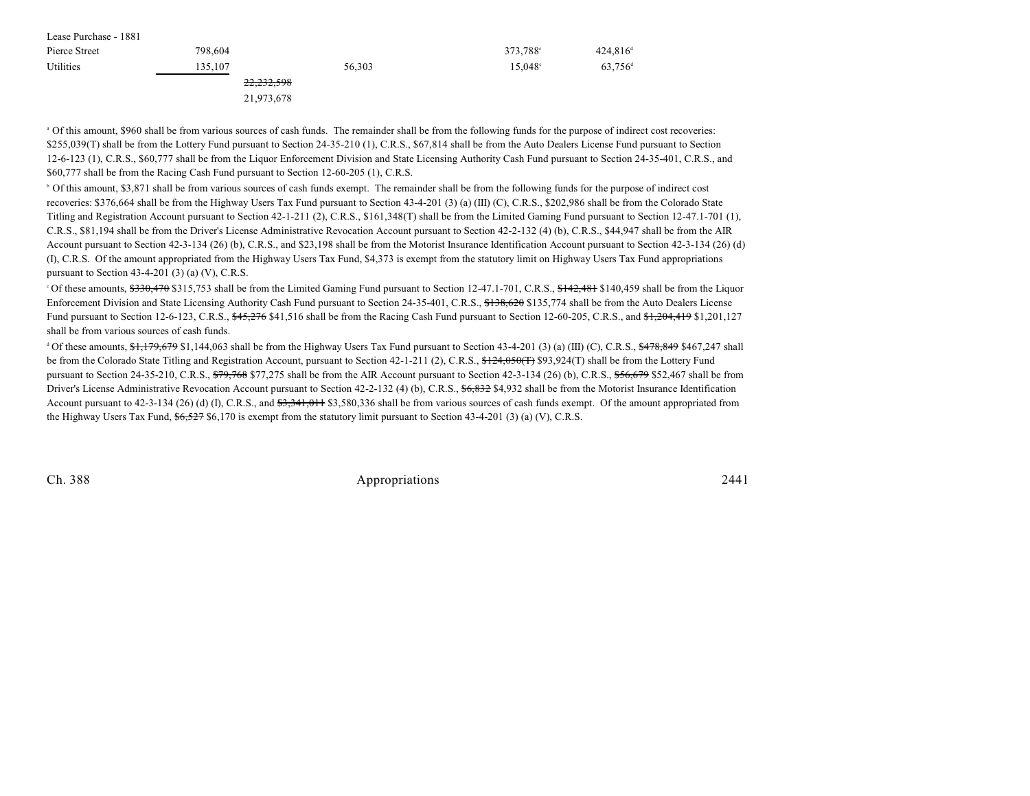| | | | | | |
|---|---|---|---|---|---|
| Lease Purchase - 1881 Pierce Street | 798,604 | | | 373,788[c] | 424,816[d] |
| Utilities | 135,107 | | 56,303 | 15,048[c] | 63,756[d] |
| | | ~~22,232,598~~ 21,973,678 | | | |

[a] Of this amount, $960 shall be from various sources of cash funds. The remainder shall be from the following funds for the purpose of indirect cost recoveries: $255,039(T) shall be from the Lottery Fund pursuant to Section 24-35-210 (1), C.R.S., $67,814 shall be from the Auto Dealers License Fund pursuant to Section 12-6-123 (1), C.R.S., $60,777 shall be from the Liquor Enforcement Division and State Licensing Authority Cash Fund pursuant to Section 24-35-401, C.R.S., and $60,777 shall be from the Racing Cash Fund pursuant to Section 12-60-205 (1), C.R.S.

[b] Of this amount, $3,871 shall be from various sources of cash funds exempt. The remainder shall be from the following funds for the purpose of indirect cost recoveries: $376,664 shall be from the Highway Users Tax Fund pursuant to Section 43-4-201 (3) (a) (III) (C), C.R.S., $202,986 shall be from the Colorado State Titling and Registration Account pursuant to Section 42-1-211 (2), C.R.S., $161,348(T) shall be from the Limited Gaming Fund pursuant to Section 12-47.1-701 (1), C.R.S., $81,194 shall be from the Driver's License Administrative Revocation Account pursuant to Section 42-2-132 (4) (b), C.R.S., $44,947 shall be from the AIR Account pursuant to Section 42-3-134 (26) (b), C.R.S., and $23,198 shall be from the Motorist Insurance Identification Account pursuant to Section 42-3-134 (26) (d) (I), C.R.S. Of the amount appropriated from the Highway Users Tax Fund, $4,373 is exempt from the statutory limit on Highway Users Tax Fund appropriations pursuant to Section 43-4-201 (3) (a) (V), C.R.S.

[c] Of these amounts, ~~$330,470~~ $315,753 shall be from the Limited Gaming Fund pursuant to Section 12-47.1-701, C.R.S., ~~$142,481~~ $140,459 shall be from the Liquor Enforcement Division and State Licensing Authority Cash Fund pursuant to Section 24-35-401, C.R.S., ~~$138,620~~ $135,774 shall be from the Auto Dealers License Fund pursuant to Section 12-6-123, C.R.S., ~~$45,276~~ $41,516 shall be from the Racing Cash Fund pursuant to Section 12-60-205, C.R.S., and ~~$1,204,419~~ $1,201,127 shall be from various sources of cash funds.

[d] Of these amounts, ~~$1,179,679~~ $1,144,063 shall be from the Highway Users Tax Fund pursuant to Section 43-4-201 (3) (a) (III) (C), C.R.S., ~~$478,849~~ $467,247 shall be from the Colorado State Titling and Registration Account, pursuant to Section 42-1-211 (2), C.R.S., ~~$124,050(T)~~ $93,924(T) shall be from the Lottery Fund pursuant to Section 24-35-210, C.R.S., ~~$79,768~~ $77,275 shall be from the AIR Account pursuant to Section 42-3-134 (26) (b), C.R.S., ~~$56,679~~ $52,467 shall be from Driver's License Administrative Revocation Account pursuant to Section 42-2-132 (4) (b), C.R.S., ~~$6,832~~ $4,932 shall be from the Motorist Insurance Identification Account pursuant to 42-3-134 (26) (d) (I), C.R.S., and ~~$3,341,011~~ $3,580,336 shall be from various sources of cash funds exempt. Of the amount appropriated from the Highway Users Tax Fund, ~~$6,527~~ $6,170 is exempt from the statutory limit pursuant to Section 43-4-201 (3) (a) (V), C.R.S.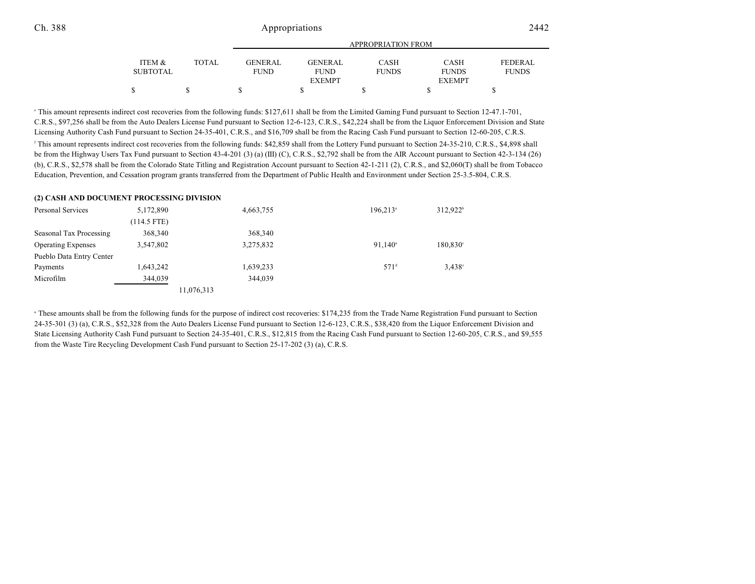| | ITEM & SUBTOTAL | TOTAL | GENERAL FUND | GENERAL FUND EXEMPT | CASH FUNDS | CASH FUNDS EXEMPT | FEDERAL FUNDS |
|---|---|---|---|---|---|---|---|
| | $ | $ | $ | $ | $ | $ | $ |

[e] This amount represents indirect cost recoveries from the following funds: $127,611 shall be from the Limited Gaming Fund pursuant to Section 12-47.1-701, C.R.S., $97,256 shall be from the Auto Dealers License Fund pursuant to Section 12-6-123, C.R.S., $42,224 shall be from the Liquor Enforcement Division and State Licensing Authority Cash Fund pursuant to Section 24-35-401, C.R.S., and $16,709 shall be from the Racing Cash Fund pursuant to Section 12-60-205, C.R.S.

[f] This amount represents indirect cost recoveries from the following funds: $42,859 shall from the Lottery Fund pursuant to Section 24-35-210, C.R.S., $4,898 shall be from the Highway Users Tax Fund pursuant to Section 43-4-201 (3) (a) (III) (C), C.R.S., $2,792 shall be from the AIR Account pursuant to Section 42-3-134 (26) (b), C.R.S., $2,578 shall be from the Colorado State Titling and Registration Account pursuant to Section 42-1-211 (2), C.R.S., and $2,060(T) shall be from Tobacco Education, Prevention, and Cessation program grants transferred from the Department of Public Health and Environment under Section 25-3.5-804, C.R.S.

**(2) CASH AND DOCUMENT PROCESSING DIVISION**

| | ITEM & SUBTOTAL | TOTAL | GENERAL FUND | GENERAL FUND EXEMPT | CASH FUNDS | CASH FUNDS EXEMPT | FEDERAL FUNDS |
|---|---|---|---|---|---|---|---|
| Personal Services | 5,172,890 | | 4,663,755 | | 196,213[a] | 312,922[b] | |
| | (114.5 FTE) | | | | | | |
| Seasonal Tax Processing | 368,340 | | 368,340 | | | | |
| Operating Expenses | 3,547,802 | | 3,275,832 | | 91,140[a] | 180,830[c] | |
| Pueblo Data Entry Center Payments | 1,643,242 | | 1,639,233 | | 571[d] | 3,438[e] | |
| Microfilm | 344,039 | | 344,039 | | | | |
| | | 11,076,313 | | | | | |

[a] These amounts shall be from the following funds for the purpose of indirect cost recoveries: $174,235 from the Trade Name Registration Fund pursuant to Section 24-35-301 (3) (a), C.R.S., $52,328 from the Auto Dealers License Fund pursuant to Section 12-6-123, C.R.S., $38,420 from the Liquor Enforcement Division and State Licensing Authority Cash Fund pursuant to Section 24-35-401, C.R.S., $12,815 from the Racing Cash Fund pursuant to Section 12-60-205, C.R.S., and $9,555 from the Waste Tire Recycling Development Cash Fund pursuant to Section 25-17-202 (3) (a), C.R.S.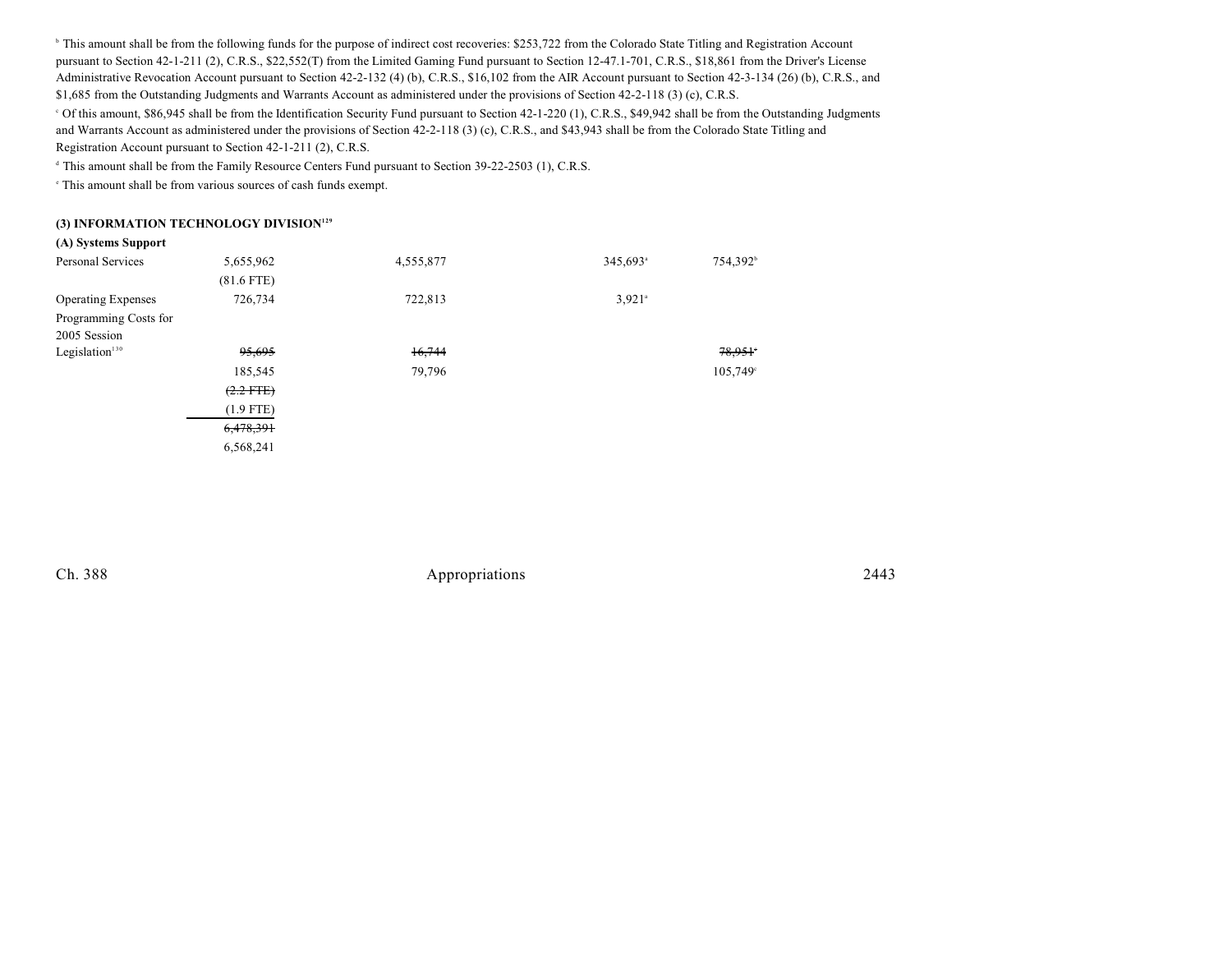[b] This amount shall be from the following funds for the purpose of indirect cost recoveries: $253,722 from the Colorado State Titling and Registration Account pursuant to Section 42-1-211 (2), C.R.S., $22,552(T) from the Limited Gaming Fund pursuant to Section 12-47.1-701, C.R.S., $18,861 from the Driver's License Administrative Revocation Account pursuant to Section 42-2-132 (4) (b), C.R.S., $16,102 from the AIR Account pursuant to Section 42-3-134 (26) (b), C.R.S., and $1,685 from the Outstanding Judgments and Warrants Account as administered under the provisions of Section 42-2-118 (3) (c), C.R.S.

[c] Of this amount, $86,945 shall be from the Identification Security Fund pursuant to Section 42-1-220 (1), C.R.S., $49,942 shall be from the Outstanding Judgments and Warrants Account as administered under the provisions of Section 42-2-118 (3) (c), C.R.S., and $43,943 shall be from the Colorado State Titling and Registration Account pursuant to Section 42-1-211 (2), C.R.S.

[d] This amount shall be from the Family Resource Centers Fund pursuant to Section 39-22-2503 (1), C.R.S.

[e] This amount shall be from various sources of cash funds exempt.

**(3) INFORMATION TECHNOLOGY DIVISION[129]**

**(A) Systems Support**

| | | | | | |
|---|---|---|---|---|---|
| Personal Services | 5,655,962 | 4,555,877 | | 345,693[a] | 754,392[b] |
| | (81.6 FTE) | | | | |
| Operating Expenses | 726,734 | 722,813 | | 3,921[a] | |
| Programming Costs for 2005 Session Legislation[130] | ~~95,695~~ | ~~16,744~~ | | | ~~78,951~~[c] |
| | 185,545 | 79,796 | | | 105,749[c] |
| | ~~(2.2 FTE)~~ | | | | |
| | (1.9 FTE) | | | | |
| | ~~6,478,391~~ | | | | |
| | 6,568,241 | | | | |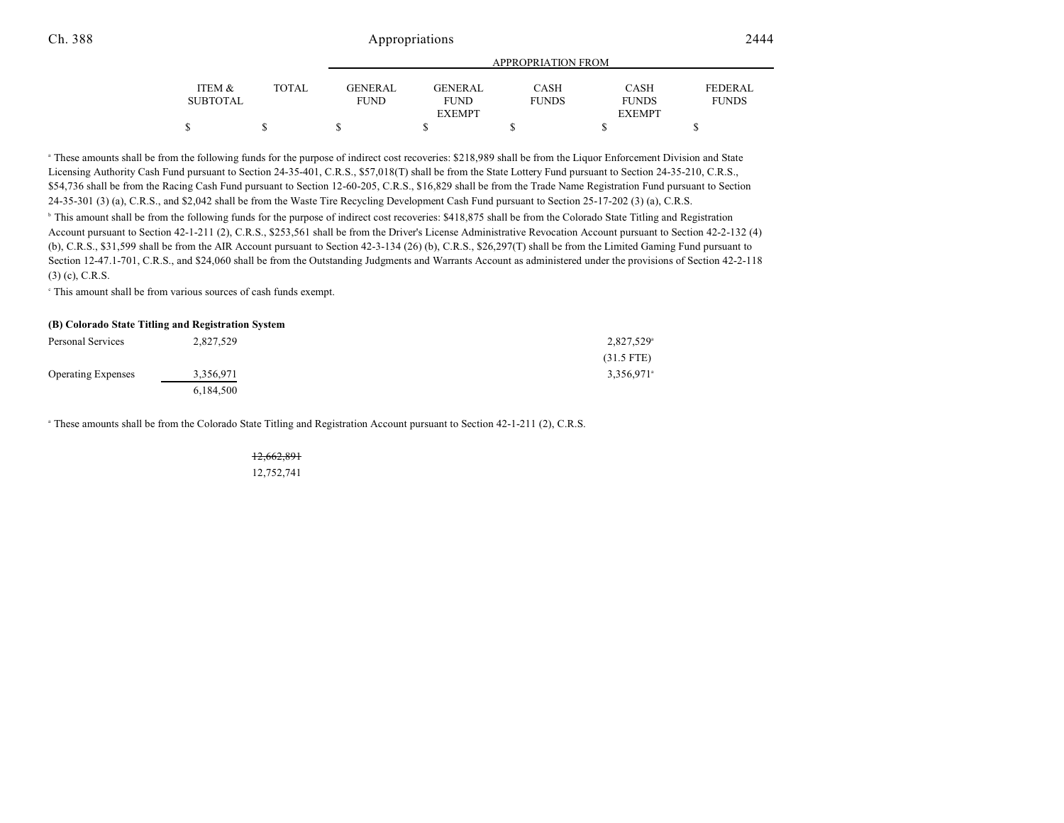| | ITEM & SUBTOTAL | TOTAL | GENERAL FUND | GENERAL FUND EXEMPT | CASH FUNDS | CASH FUNDS EXEMPT | FEDERAL FUNDS |
|---|---|---|---|---|---|---|---|
| | $ | $ | $ | $ | $ | $ | $ |

[a] These amounts shall be from the following funds for the purpose of indirect cost recoveries: $218,989 shall be from the Liquor Enforcement Division and State Licensing Authority Cash Fund pursuant to Section 24-35-401, C.R.S., $57,018(T) shall be from the State Lottery Fund pursuant to Section 24-35-210, C.R.S., $54,736 shall be from the Racing Cash Fund pursuant to Section 12-60-205, C.R.S., $16,829 shall be from the Trade Name Registration Fund pursuant to Section 24-35-301 (3) (a), C.R.S., and $2,042 shall be from the Waste Tire Recycling Development Cash Fund pursuant to Section 25-17-202 (3) (a), C.R.S.

[b] This amount shall be from the following funds for the purpose of indirect cost recoveries: $418,875 shall be from the Colorado State Titling and Registration Account pursuant to Section 42-1-211 (2), C.R.S., $253,561 shall be from the Driver's License Administrative Revocation Account pursuant to Section 42-2-132 (4) (b), C.R.S., $31,599 shall be from the AIR Account pursuant to Section 42-3-134 (26) (b), C.R.S., $26,297(T) shall be from the Limited Gaming Fund pursuant to Section 12-47.1-701, C.R.S., and $24,060 shall be from the Outstanding Judgments and Warrants Account as administered under the provisions of Section 42-2-118 (3) (c), C.R.S.

[c] This amount shall be from various sources of cash funds exempt.

**(B) Colorado State Titling and Registration System**

| | ITEM & SUBTOTAL | TOTAL | GENERAL FUND | GENERAL FUND EXEMPT | CASH FUNDS | CASH FUNDS EXEMPT | FEDERAL FUNDS |
|---|---|---|---|---|---|---|---|
| Personal Services | 2,827,529 | | | | | 2,827,529[a] | |
| | | | | | | (31.5 FTE) | |
| Operating Expenses | 3,356,971 | | | | | 3,356,971[a] | |
| | 6,184,500 | | | | | | |

[a] These amounts shall be from the Colorado State Titling and Registration Account pursuant to Section 42-1-211 (2), C.R.S.

| | ITEM & SUBTOTAL | TOTAL | GENERAL FUND | GENERAL FUND EXEMPT | CASH FUNDS | CASH FUNDS EXEMPT | FEDERAL FUNDS |
|---|---|---|---|---|---|---|---|
| | | ~~12,662,891~~ | | | | | |
| | | 12,752,741 | | | | | |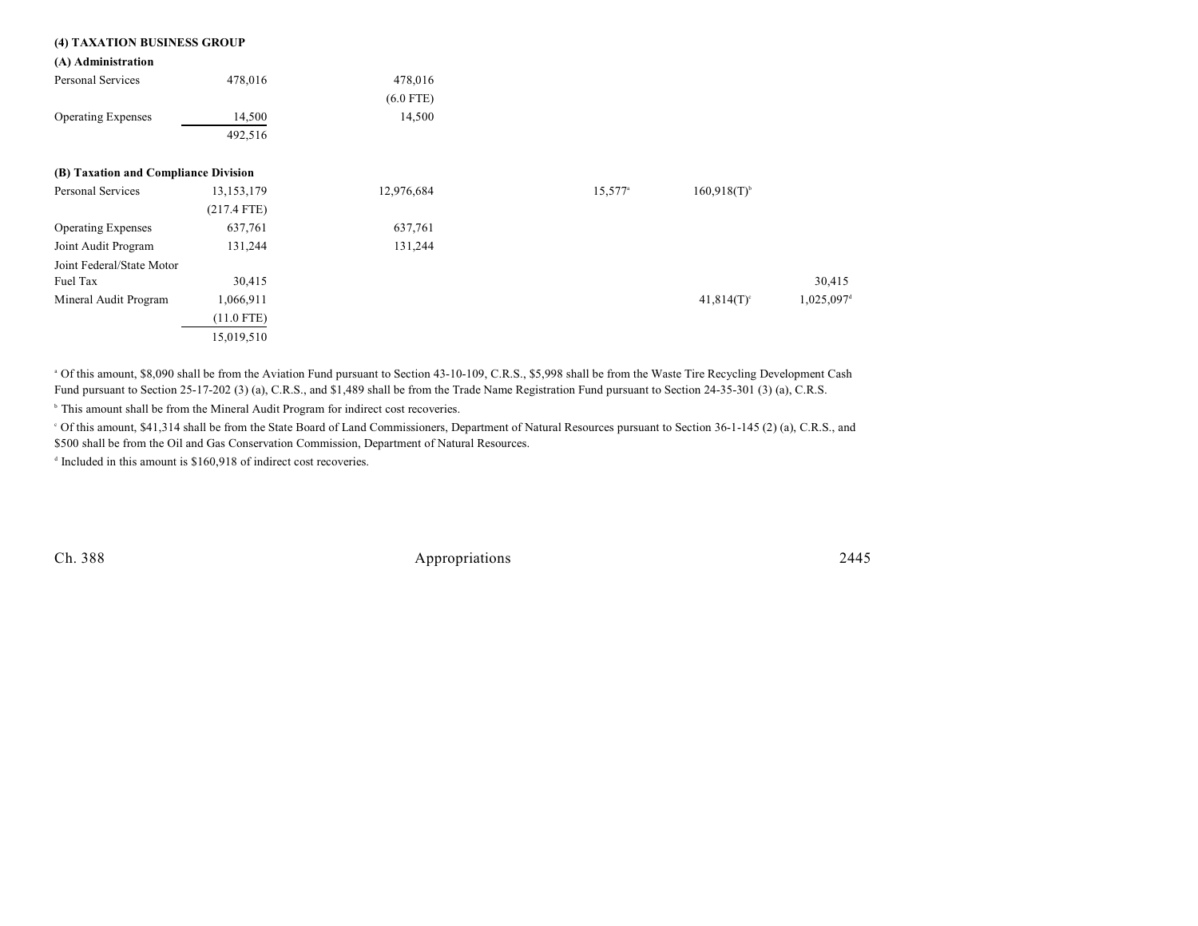**(4) TAXATION BUSINESS GROUP**

**(A) Administration**

| | Total | General Fund | General Fund Exempt | Cash Funds | Cash Funds Exempt | Federal Funds |
|---|---|---|---|---|---|---|
| Personal Services | 478,016 | 478,016 | | | | |
| | | (6.0 FTE) | | | | |
| Operating Expenses | 14,500 | 14,500 | | | | |
| | 492,516 | | | | | |

**(B) Taxation and Compliance Division**

| | Total | General Fund | General Fund Exempt | Cash Funds | Cash Funds Exempt | Federal Funds |
|---|---|---|---|---|---|---|
| Personal Services | 13,153,179 | 12,976,684 | | 15,577[a] | 160,918(T)[b] | |
| | (217.4 FTE) | | | | | |
| Operating Expenses | 637,761 | 637,761 | | | | |
| Joint Audit Program | 131,244 | 131,244 | | | | |
| Joint Federal/State Motor Fuel Tax | 30,415 | | | | | 30,415 |
| Mineral Audit Program | 1,066,911 | | | | 41,814(T)[c] | 1,025,097[d] |
| | (11.0 FTE) | | | | | |
| | 15,019,510 | | | | | |

[a] Of this amount, $8,090 shall be from the Aviation Fund pursuant to Section 43-10-109, C.R.S., $5,998 shall be from the Waste Tire Recycling Development Cash Fund pursuant to Section 25-17-202 (3) (a), C.R.S., and $1,489 shall be from the Trade Name Registration Fund pursuant to Section 24-35-301 (3) (a), C.R.S.

[b] This amount shall be from the Mineral Audit Program for indirect cost recoveries.

[c] Of this amount, $41,314 shall be from the State Board of Land Commissioners, Department of Natural Resources pursuant to Section 36-1-145 (2) (a), C.R.S., and $500 shall be from the Oil and Gas Conservation Commission, Department of Natural Resources.

[d] Included in this amount is $160,918 of indirect cost recoveries.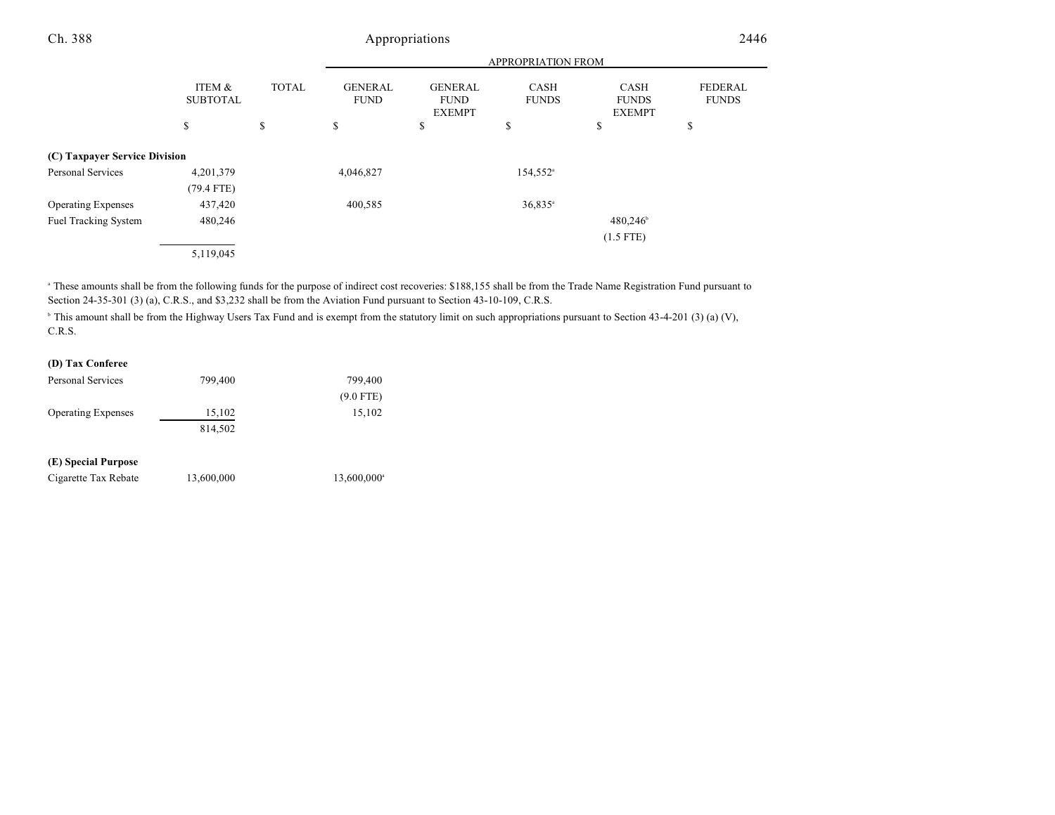| | ITEM & SUBTOTAL | TOTAL | APPROPRIATION FROM GENERAL FUND | GENERAL FUND EXEMPT | CASH FUNDS | CASH FUNDS EXEMPT | FEDERAL FUNDS |
|---|---|---|---|---|---|---|---|
| | $ | $ | $ | $ | $ | $ | $ |
| **(C) Taxpayer Service Division** | | | | | | | |
| Personal Services | 4,201,379 | | 4,046,827 | | 154,552[a] | | |
| | (79.4 FTE) | | | | | | |
| Operating Expenses | 437,420 | | 400,585 | | 36,835[a] | | |
| Fuel Tracking System | 480,246 | | | | | 480,246[b] | |
| | | | | | | (1.5 FTE) | |
| | 5,119,045 | | | | | | |

[a] These amounts shall be from the following funds for the purpose of indirect cost recoveries: $188,155 shall be from the Trade Name Registration Fund pursuant to Section 24-35-301 (3) (a), C.R.S., and $3,232 shall be from the Aviation Fund pursuant to Section 43-10-109, C.R.S.

[b] This amount shall be from the Highway Users Tax Fund and is exempt from the statutory limit on such appropriations pursuant to Section 43-4-201 (3) (a) (V), C.R.S.

| | ITEM & SUBTOTAL | TOTAL | GENERAL FUND | GENERAL FUND EXEMPT | CASH FUNDS | CASH FUNDS EXEMPT | FEDERAL FUNDS |
|---|---|---|---|---|---|---|---|
| **(D) Tax Conferee** | | | | | | | |
| Personal Services | 799,400 | | 799,400 | | | | |
| | | | (9.0 FTE) | | | | |
| Operating Expenses | 15,102 | | 15,102 | | | | |
| | 814,502 | | | | | | |
| **(E) Special Purpose** | | | | | | | |
| Cigarette Tax Rebate | 13,600,000 | | 13,600,000[a] | | | | |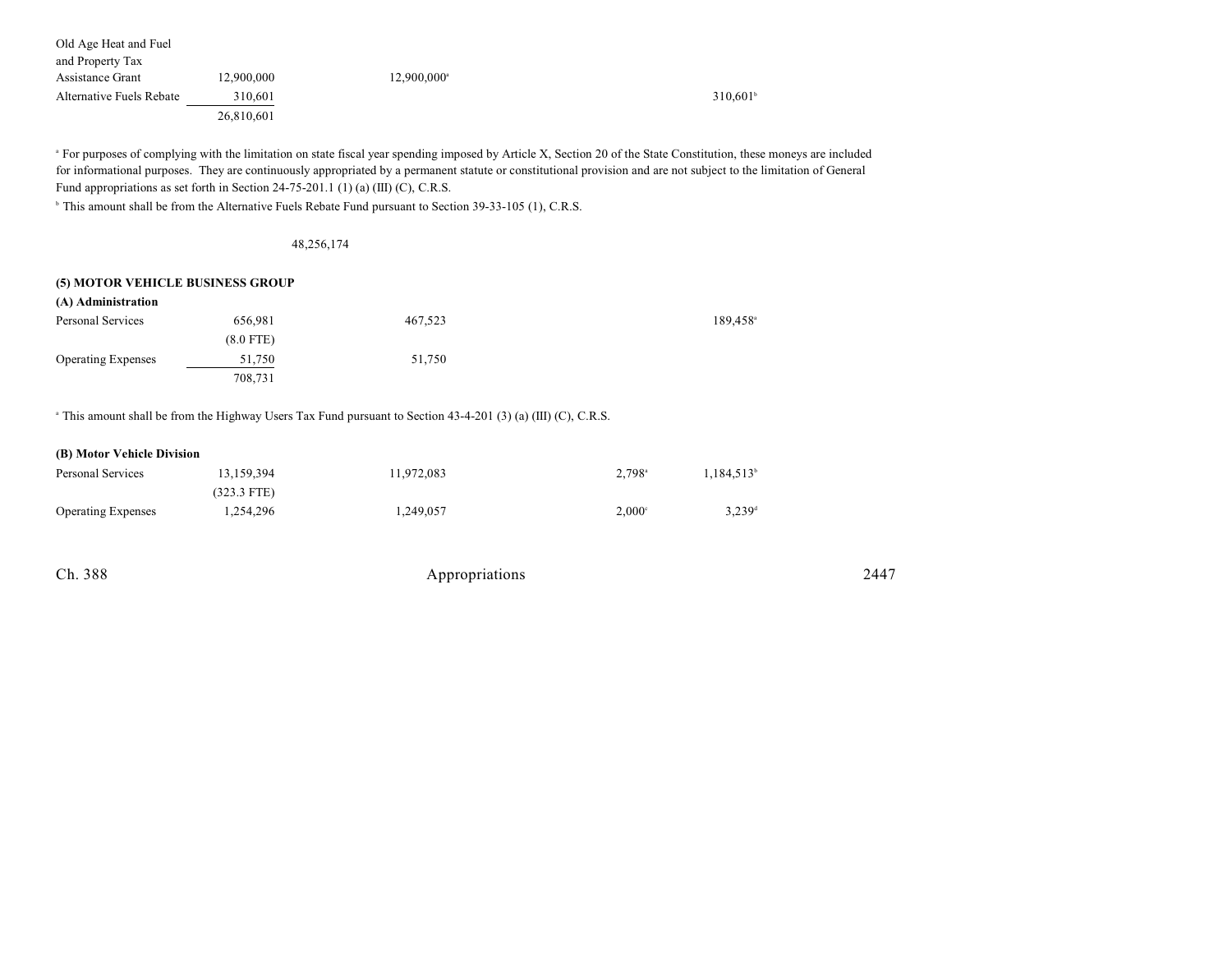| | | | | | |
|---|---|---|---|---|---|
| Old Age Heat and Fuel and Property Tax Assistance Grant | 12,900,000 | 12,900,000[a] | | | |
| Alternative Fuels Rebate | 310,601 | | | 310,601[b] | |
| | 26,810,601 | | | | |

[a] For purposes of complying with the limitation on state fiscal year spending imposed by Article X, Section 20 of the State Constitution, these moneys are included for informational purposes. They are continuously appropriated by a permanent statute or constitutional provision and are not subject to the limitation of General Fund appropriations as set forth in Section 24-75-201.1 (1) (a) (III) (C), C.R.S.

[b] This amount shall be from the Alternative Fuels Rebate Fund pursuant to Section 39-33-105 (1), C.R.S.

48,256,174

**(5) MOTOR VEHICLE BUSINESS GROUP**

**(A) Administration**

| | | | | | |
|---|---|---|---|---|---|
| Personal Services | 656,981 | 467,523 | | 189,458[a] | |
| | (8.0 FTE) | | | | |
| Operating Expenses | 51,750 | 51,750 | | | |
| | 708,731 | | | | |

[a] This amount shall be from the Highway Users Tax Fund pursuant to Section 43-4-201 (3) (a) (III) (C), C.R.S.

**(B) Motor Vehicle Division**

| | | | | | |
|---|---|---|---|---|---|
| Personal Services | 13,159,394 | 11,972,083 | 2,798[a] | 1,184,513[b] | |
| | (323.3 FTE) | | | | |
| Operating Expenses | 1,254,296 | 1,249,057 | 2,000[c] | 3,239[d] | |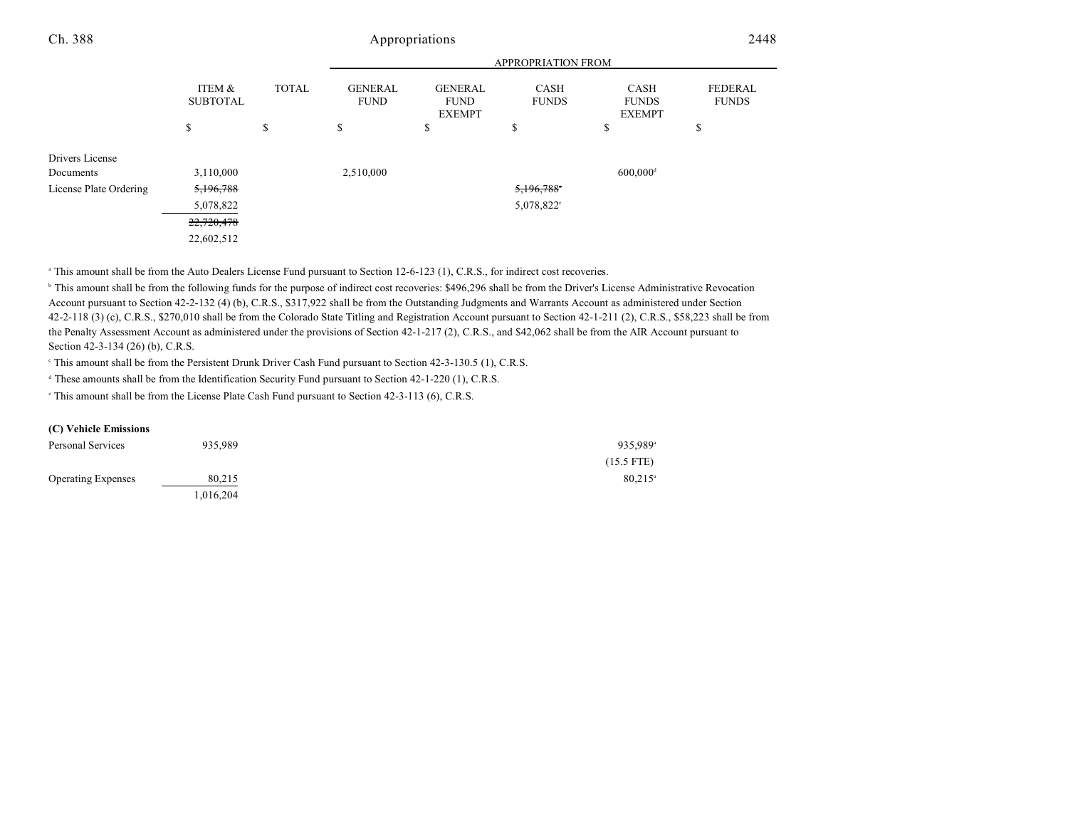| | ITEM & SUBTOTAL | TOTAL | GENERAL FUND | GENERAL FUND EXEMPT | CASH FUNDS | CASH FUNDS EXEMPT | FEDERAL FUNDS |
|---|---|---|---|---|---|---|---|
| | | | APPROPRIATION FROM | | | | |
| | $ | $ | $ | $ | $ | $ | $ |
| Drivers License Documents | 3,110,000 | | 2,510,000 | | | 600,000[d] | |
| License Plate Ordering | ~~5,196,788~~ | | | | ~~5,196,788~~[e] | | |
| | 5,078,822 | | | | 5,078,822[e] | | |
| | ~~22,720,478~~ | | | | | | |
| | 22,602,512 | | | | | | |

[a] This amount shall be from the Auto Dealers License Fund pursuant to Section 12-6-123 (1), C.R.S., for indirect cost recoveries.

[b] This amount shall be from the following funds for the purpose of indirect cost recoveries: $496,296 shall be from the Driver's License Administrative Revocation Account pursuant to Section 42-2-132 (4) (b), C.R.S., $317,922 shall be from the Outstanding Judgments and Warrants Account as administered under Section 42-2-118 (3) (c), C.R.S., $270,010 shall be from the Colorado State Titling and Registration Account pursuant to Section 42-1-211 (2), C.R.S., $58,223 shall be from the Penalty Assessment Account as administered under the provisions of Section 42-1-217 (2), C.R.S., and $42,062 shall be from the AIR Account pursuant to Section 42-3-134 (26) (b), C.R.S.

[c] This amount shall be from the Persistent Drunk Driver Cash Fund pursuant to Section 42-3-130.5 (1), C.R.S.

[d] These amounts shall be from the Identification Security Fund pursuant to Section 42-1-220 (1), C.R.S.

[e] This amount shall be from the License Plate Cash Fund pursuant to Section 42-3-113 (6), C.R.S.

**(C) Vehicle Emissions**

| | ITEM & SUBTOTAL | TOTAL | GENERAL FUND | GENERAL FUND EXEMPT | CASH FUNDS | CASH FUNDS EXEMPT | FEDERAL FUNDS |
|---|---|---|---|---|---|---|---|
| Personal Services | 935,989 | | | | | 935,989[a] | |
| | | | | | | (15.5 FTE) | |
| Operating Expenses | 80,215 | | | | | 80,215[a] | |
| | 1,016,204 | | | | | | |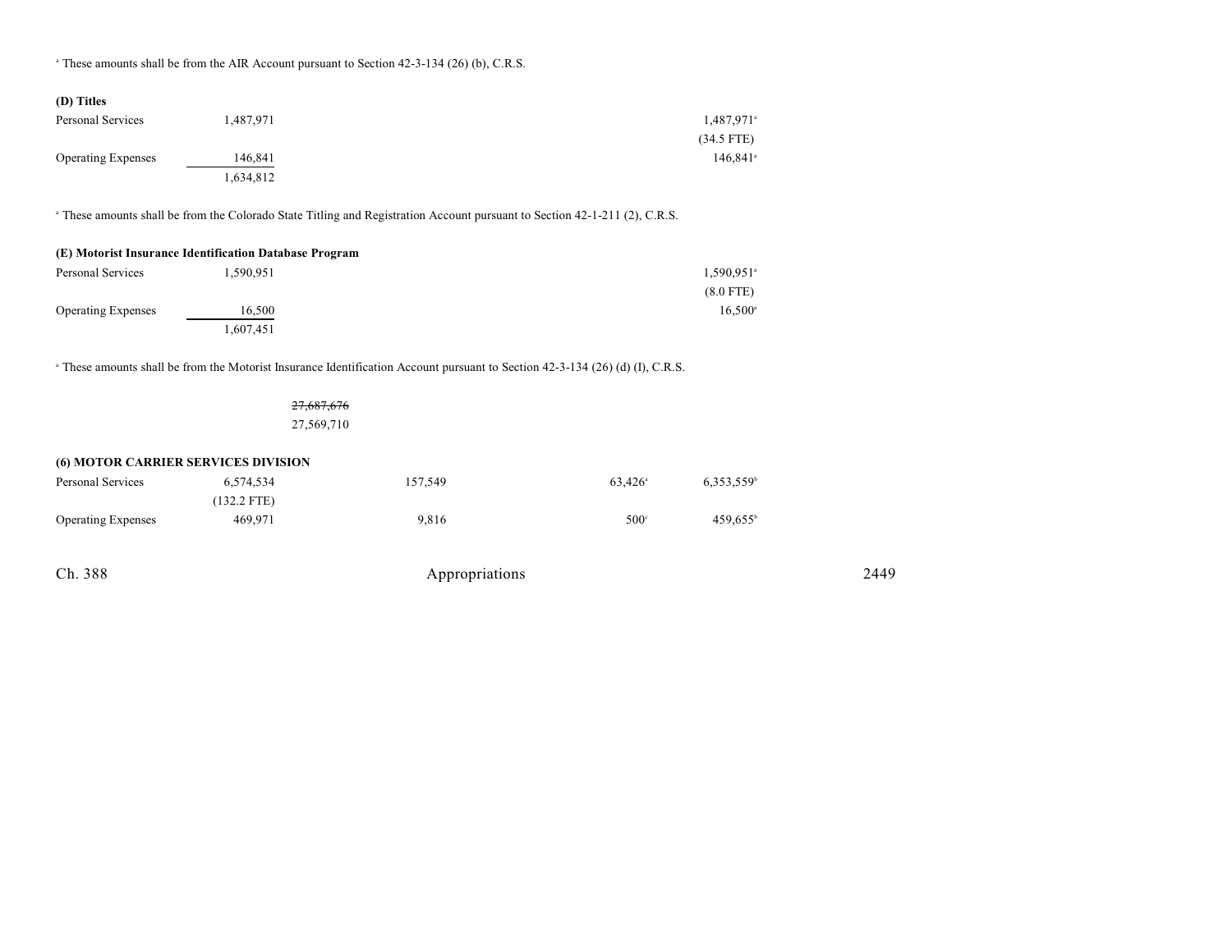[a] These amounts shall be from the AIR Account pursuant to Section 42-3-134 (26) (b), C.R.S.

**(D) Titles**

| | | | | |
|---|---|---|---|---|
| Personal Services | 1,487,971 | | | 1,487,971[a] |
| | | | | (34.5 FTE) |
| Operating Expenses | 146,841 | | | 146,841[a] |
| | 1,634,812 | | | |

[a] These amounts shall be from the Colorado State Titling and Registration Account pursuant to Section 42-1-211 (2), C.R.S.

**(E) Motorist Insurance Identification Database Program**

| | | | | |
|---|---|---|---|---|
| Personal Services | 1,590,951 | | | 1,590,951[a] |
| | | | | (8.0 FTE) |
| Operating Expenses | 16,500 | | | 16,500[a] |
| | 1,607,451 | | | |

[a] These amounts shall be from the Motorist Insurance Identification Account pursuant to Section 42-3-134 (26) (d) (I), C.R.S.

~~27,687,676~~
27,569,710

**(6) MOTOR CARRIER SERVICES DIVISION**

| | | | | |
|---|---|---|---|---|
| Personal Services | 6,574,534 | 157,549 | 63,426[a] | 6,353,559[b] |
| | (132.2 FTE) | | | |
| Operating Expenses | 469,971 | 9,816 | 500[c] | 459,655[b] |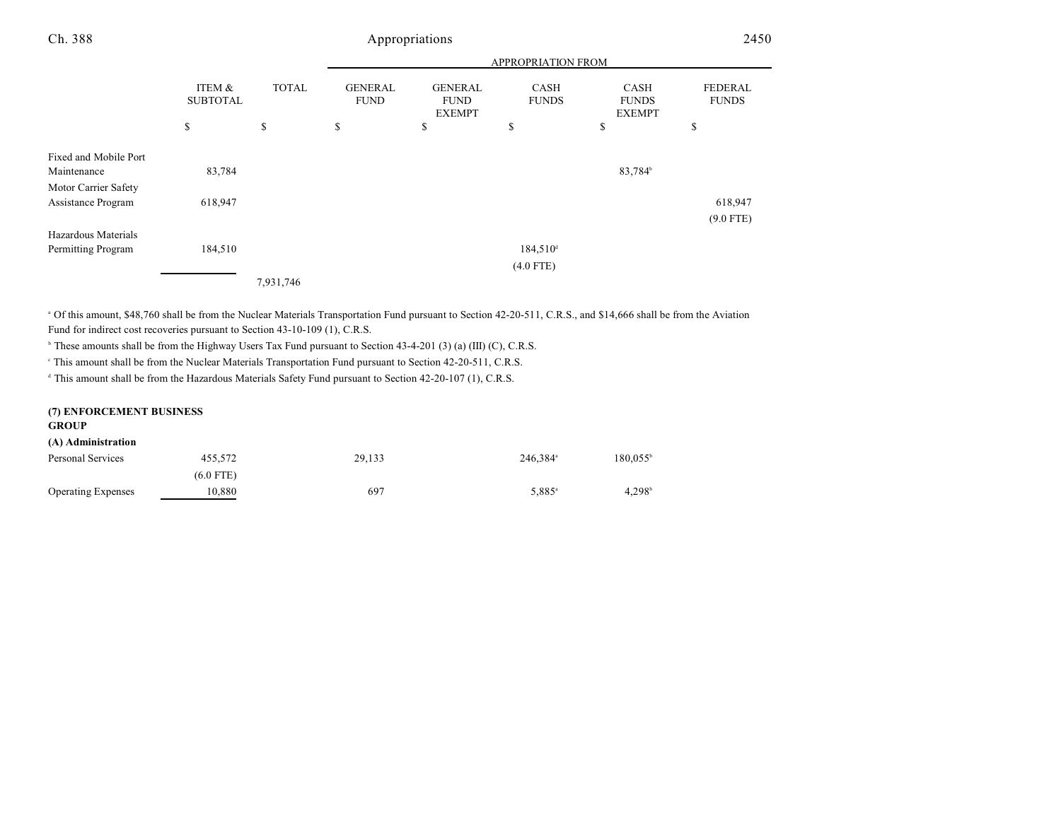| | ITEM & SUBTOTAL | TOTAL | APPROPRIATION FROM GENERAL FUND | GENERAL FUND EXEMPT | CASH FUNDS | CASH FUNDS EXEMPT | FEDERAL FUNDS |
|---|---|---|---|---|---|---|---|
| | $ | $ | $ | $ | $ | $ | $ |
| Fixed and Mobile Port Maintenance | 83,784 | | | | | 83,784[b] | |
| Motor Carrier Safety Assistance Program | 618,947 | | | | | | 618,947 (9.0 FTE) |
| Hazardous Materials Permitting Program | 184,510 | | | | 184,510[d] (4.0 FTE) | | |
| | | 7,931,746 | | | | | |

[a] Of this amount, $48,760 shall be from the Nuclear Materials Transportation Fund pursuant to Section 42-20-511, C.R.S., and $14,666 shall be from the Aviation Fund for indirect cost recoveries pursuant to Section 43-10-109 (1), C.R.S.

[b] These amounts shall be from the Highway Users Tax Fund pursuant to Section 43-4-201 (3) (a) (III) (C), C.R.S.

[c] This amount shall be from the Nuclear Materials Transportation Fund pursuant to Section 42-20-511, C.R.S.

[d] This amount shall be from the Hazardous Materials Safety Fund pursuant to Section 42-20-107 (1), C.R.S.

**(7) ENFORCEMENT BUSINESS GROUP**

**(A) Administration**

| | ITEM & SUBTOTAL | TOTAL | GENERAL FUND | GENERAL FUND EXEMPT | CASH FUNDS | CASH FUNDS EXEMPT | FEDERAL FUNDS |
|---|---|---|---|---|---|---|---|
| Personal Services | 455,572 (6.0 FTE) | | 29,133 | | 246,384[a] | 180,055[b] | |
| Operating Expenses | 10,880 | | 697 | | 5,885[a] | 4,298[b] | |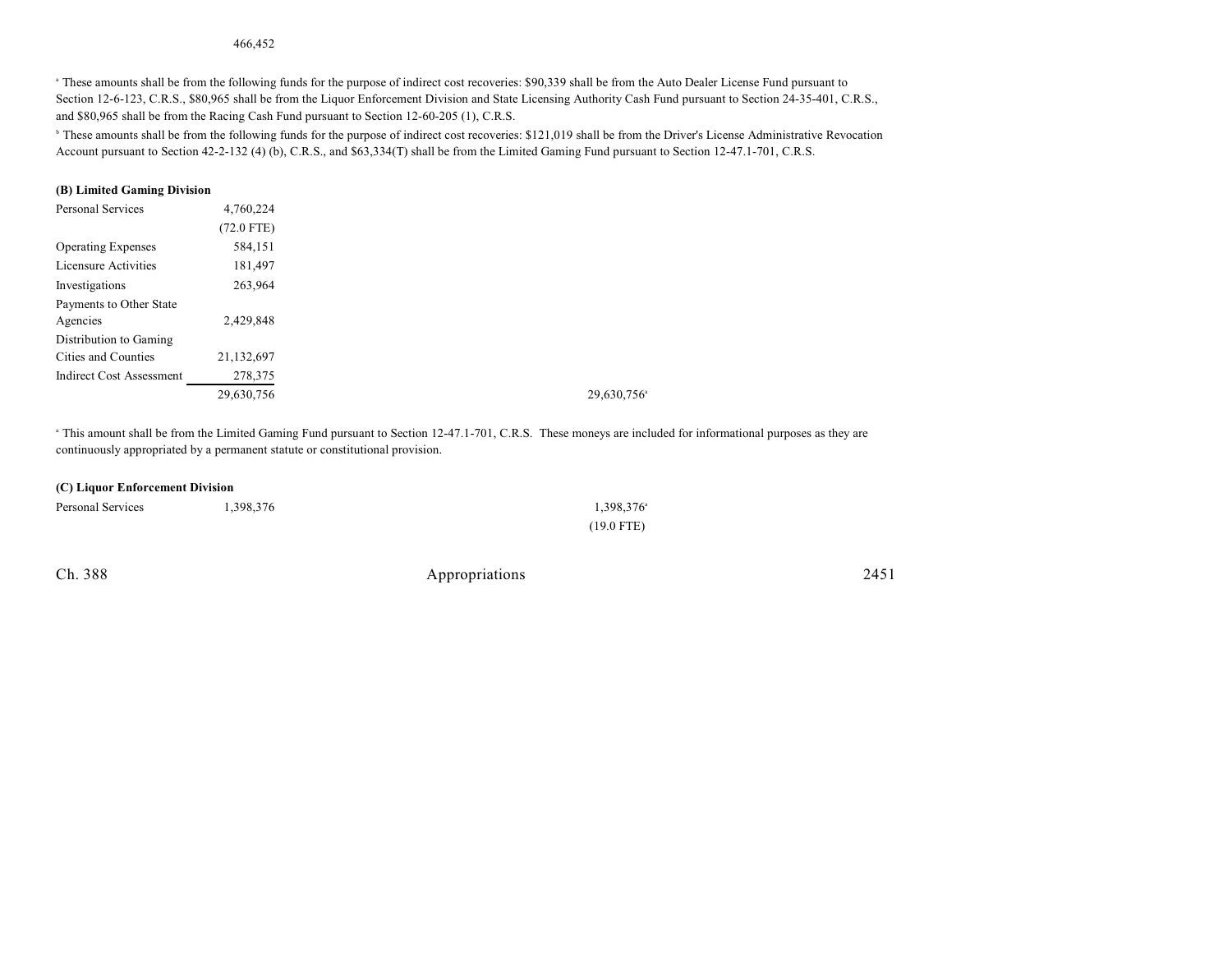466,452

[a] These amounts shall be from the following funds for the purpose of indirect cost recoveries: $90,339 shall be from the Auto Dealer License Fund pursuant to Section 12-6-123, C.R.S., $80,965 shall be from the Liquor Enforcement Division and State Licensing Authority Cash Fund pursuant to Section 24-35-401, C.R.S., and $80,965 shall be from the Racing Cash Fund pursuant to Section 12-60-205 (1), C.R.S.

[b] These amounts shall be from the following funds for the purpose of indirect cost recoveries: $121,019 shall be from the Driver's License Administrative Revocation Account pursuant to Section 42-2-132 (4) (b), C.R.S., and $63,334(T) shall be from the Limited Gaming Fund pursuant to Section 12-47.1-701, C.R.S.

**(B) Limited Gaming Division**

| | | |
|---|---|---|
| Personal Services | 4,760,224 | |
| | (72.0 FTE) | |
| Operating Expenses | 584,151 | |
| Licensure Activities | 181,497 | |
| Investigations | 263,964 | |
| Payments to Other State Agencies | 2,429,848 | |
| Distribution to Gaming Cities and Counties | 21,132,697 | |
| Indirect Cost Assessment | 278,375 | |
| | 29,630,756 | 29,630,756[a] |

[a] This amount shall be from the Limited Gaming Fund pursuant to Section 12-47.1-701, C.R.S. These moneys are included for informational purposes as they are continuously appropriated by a permanent statute or constitutional provision.

**(C) Liquor Enforcement Division**

| | | |
|---|---|---|
| Personal Services | 1,398,376 | 1,398,376[a] |
| | | (19.0 FTE) |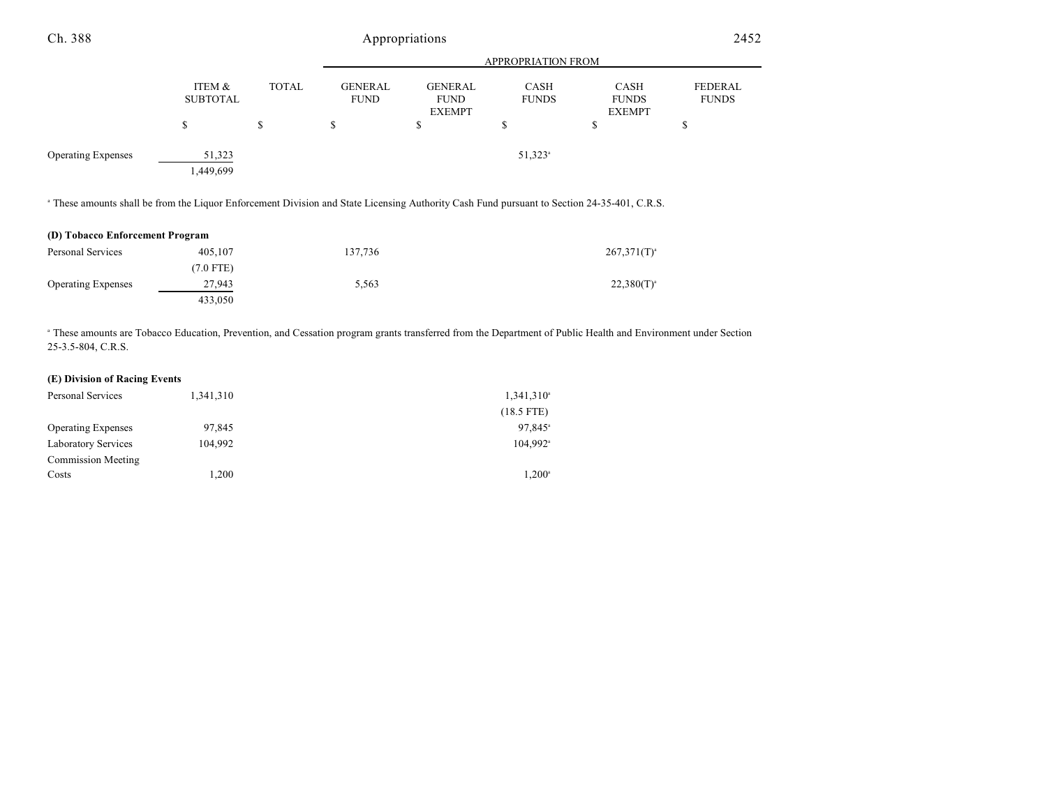| | ITEM & SUBTOTAL | TOTAL | GENERAL FUND | GENERAL FUND EXEMPT | CASH FUNDS | CASH FUNDS EXEMPT | FEDERAL FUNDS |
|---|---|---|---|---|---|---|---|
| | $ | $ | $ | $ | $ | $ | $ |
| Operating Expenses | 51,323 | | | | 51,323[a] | | |
| | 1,449,699 | | | | | | |

[a] These amounts shall be from the Liquor Enforcement Division and State Licensing Authority Cash Fund pursuant to Section 24-35-401, C.R.S.

| **(D) Tobacco Enforcement Program** | | | | | | | |
|---|---|---|---|---|---|---|---|
| Personal Services | 405,107 | | 137,736 | | | 267,371(T)[a] | |
| | (7.0 FTE) | | | | | | |
| Operating Expenses | 27,943 | | 5,563 | | | 22,380(T)[a] | |
| | 433,050 | | | | | | |

[a] These amounts are Tobacco Education, Prevention, and Cessation program grants transferred from the Department of Public Health and Environment under Section 25-3.5-804, C.R.S.

| **(E) Division of Racing Events** | | | | | | | |
|---|---|---|---|---|---|---|---|
| Personal Services | 1,341,310 | | | | 1,341,310[a] | | |
| | | | | | (18.5 FTE) | | |
| Operating Expenses | 97,845 | | | | 97,845[a] | | |
| Laboratory Services | 104,992 | | | | 104,992[a] | | |
| Commission Meeting Costs | 1,200 | | | | 1,200[a] | | |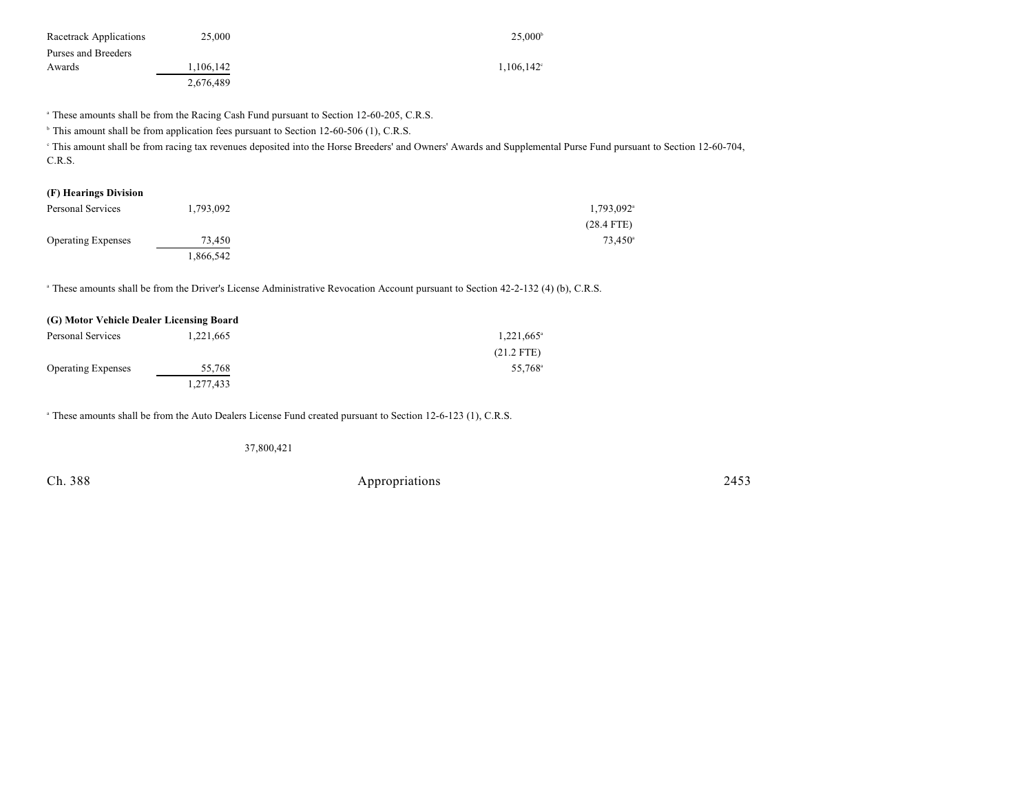| | | | | | |
|---|---|---|---|---|---|
| Racetrack Applications | 25,000 | | 25,000[b] | | |
| Purses and Breeders Awards | 1,106,142 | | 1,106,142[c] | | |
| | 2,676,489 | | | | |

[a] These amounts shall be from the Racing Cash Fund pursuant to Section 12-60-205, C.R.S.

[b] This amount shall be from application fees pursuant to Section 12-60-506 (1), C.R.S.

[c] This amount shall be from racing tax revenues deposited into the Horse Breeders' and Owners' Awards and Supplemental Purse Fund pursuant to Section 12-60-704, C.R.S.

**(F) Hearings Division**

| | | | | | |
|---|---|---|---|---|---|
| Personal Services | 1,793,092 | | | 1,793,092[a] | |
| | | | | (28.4 FTE) | |
| Operating Expenses | 73,450 | | | 73,450[a] | |
| | 1,866,542 | | | | |

[a] These amounts shall be from the Driver's License Administrative Revocation Account pursuant to Section 42-2-132 (4) (b), C.R.S.

**(G) Motor Vehicle Dealer Licensing Board**

| | | | | | |
|---|---|---|---|---|---|
| Personal Services | 1,221,665 | | 1,221,665[a] | | |
| | | | (21.2 FTE) | | |
| Operating Expenses | 55,768 | | 55,768[a] | | |
| | 1,277,433 | | | | |

[a] These amounts shall be from the Auto Dealers License Fund created pursuant to Section 12-6-123 (1), C.R.S.

| | | |
|---|---|---|
| | | 37,800,421 |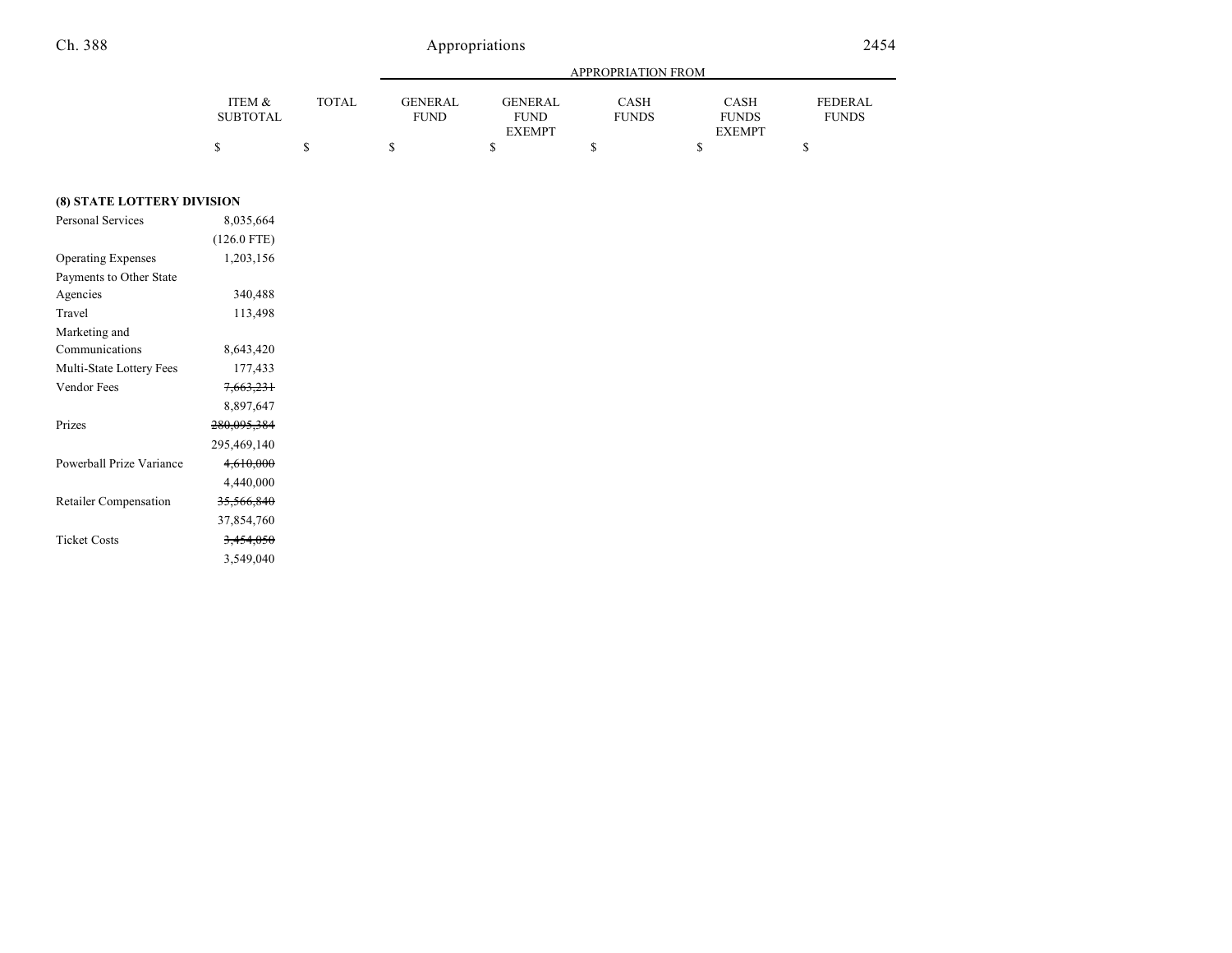| | ITEM & SUBTOTAL | TOTAL | APPROPRIATION FROM | | | | |
|---|---|---|---|---|---|---|---|
| | | | GENERAL FUND | GENERAL FUND EXEMPT | CASH FUNDS | CASH FUNDS EXEMPT | FEDERAL FUNDS |
| | $ | $ | $ | $ | $ | $ | $ |
| **(8) STATE LOTTERY DIVISION** | | | | | | | |
| Personal Services | 8,035,664 | | | | | | |
| | (126.0 FTE) | | | | | | |
| Operating Expenses | 1,203,156 | | | | | | |
| Payments to Other State Agencies | 340,488 | | | | | | |
| Travel | 113,498 | | | | | | |
| Marketing and Communications | 8,643,420 | | | | | | |
| Multi-State Lottery Fees | 177,433 | | | | | | |
| Vendor Fees | ~~7,663,231~~ | | | | | | |
| | 8,897,647 | | | | | | |
| Prizes | ~~280,095,384~~ | | | | | | |
| | 295,469,140 | | | | | | |
| Powerball Prize Variance | ~~4,610,000~~ | | | | | | |
| | 4,440,000 | | | | | | |
| Retailer Compensation | ~~35,566,840~~ | | | | | | |
| | 37,854,760 | | | | | | |
| Ticket Costs | ~~3,454,050~~ | | | | | | |
| | 3,549,040 | | | | | | |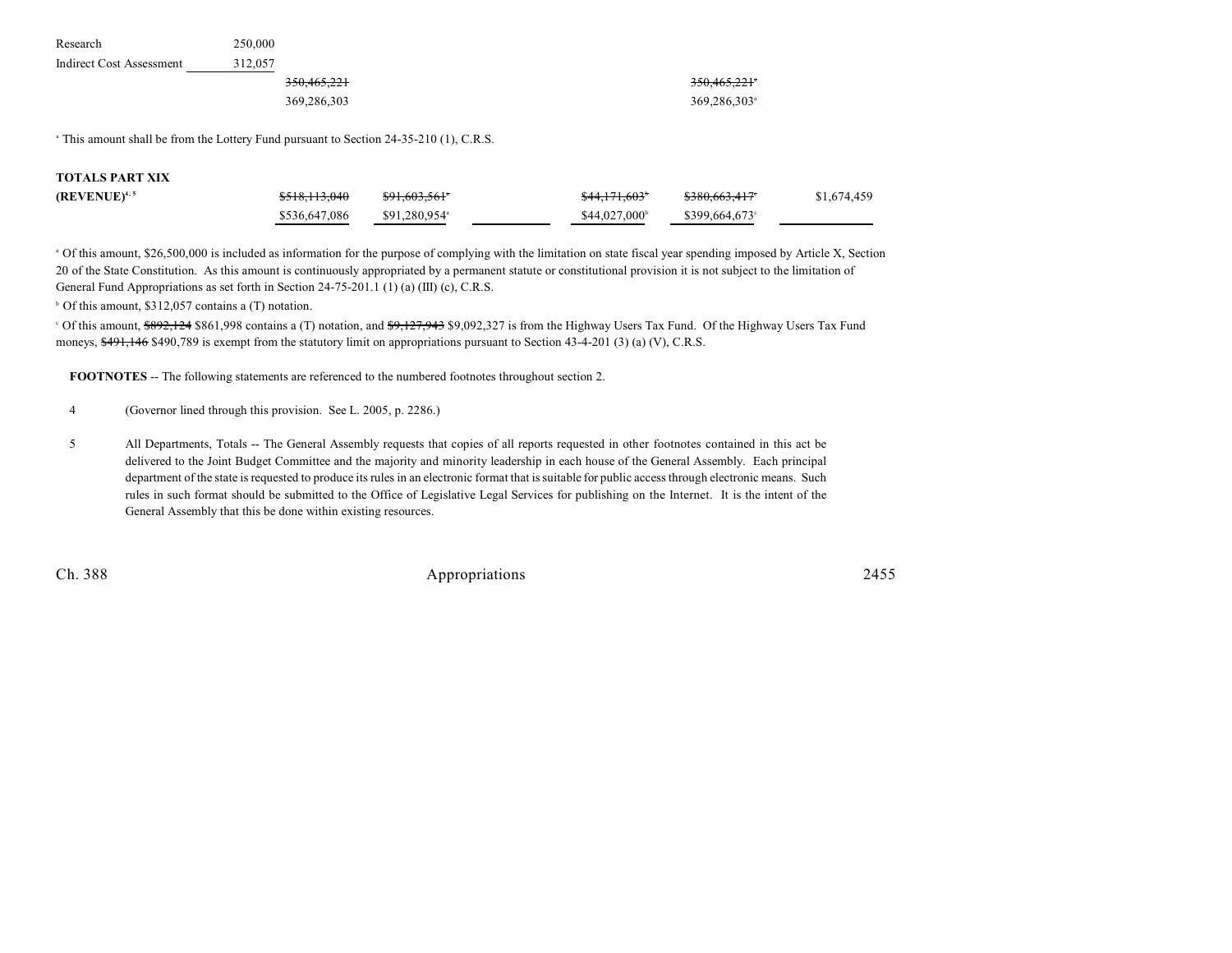| | | | | | | |
|---|---|---|---|---|---|---|
| Research | 250,000 | | | | | |
| Indirect Cost Assessment | 312,057 | | | | | |
| | | ~~350,465,221~~ | | | | ~~350,465,221~~[a] |
| | | 369,286,303 | | | | 369,286,303[a] |

[a] This amount shall be from the Lottery Fund pursuant to Section 24-35-210 (1), C.R.S.

| | | | | | | |
|---|---|---|---|---|---|---|
| **TOTALS PART XIX (REVENUE)**[4, 5] | ~~$518,113,040~~ | ~~$91,603,561~~[a] | | ~~$44,171,603~~[b] | ~~$380,663,417~~[c] | $1,674,459 |
| | $536,647,086 | $91,280,954[a] | | $44,027,000[b] | $399,664,673[c] | |

[a] Of this amount, $26,500,000 is included as information for the purpose of complying with the limitation on state fiscal year spending imposed by Article X, Section 20 of the State Constitution. As this amount is continuously appropriated by a permanent statute or constitutional provision it is not subject to the limitation of General Fund Appropriations as set forth in Section 24-75-201.1 (1) (a) (III) (c), C.R.S.

[b] Of this amount, $312,057 contains a (T) notation.

[c] Of this amount, ~~$892,124~~ $861,998 contains a (T) notation, and ~~$9,127,943~~ $9,092,327 is from the Highway Users Tax Fund. Of the Highway Users Tax Fund moneys, ~~$491,146~~ $490,789 is exempt from the statutory limit on appropriations pursuant to Section 43-4-201 (3) (a) (V), C.R.S.

**FOOTNOTES** -- The following statements are referenced to the numbered footnotes throughout section 2.

4 (Governor lined through this provision. See L. 2005, p. 2286.)

5 All Departments, Totals -- The General Assembly requests that copies of all reports requested in other footnotes contained in this act be delivered to the Joint Budget Committee and the majority and minority leadership in each house of the General Assembly. Each principal department of the state is requested to produce its rules in an electronic format that is suitable for public access through electronic means. Such rules in such format should be submitted to the Office of Legislative Legal Services for publishing on the Internet. It is the intent of the General Assembly that this be done within existing resources.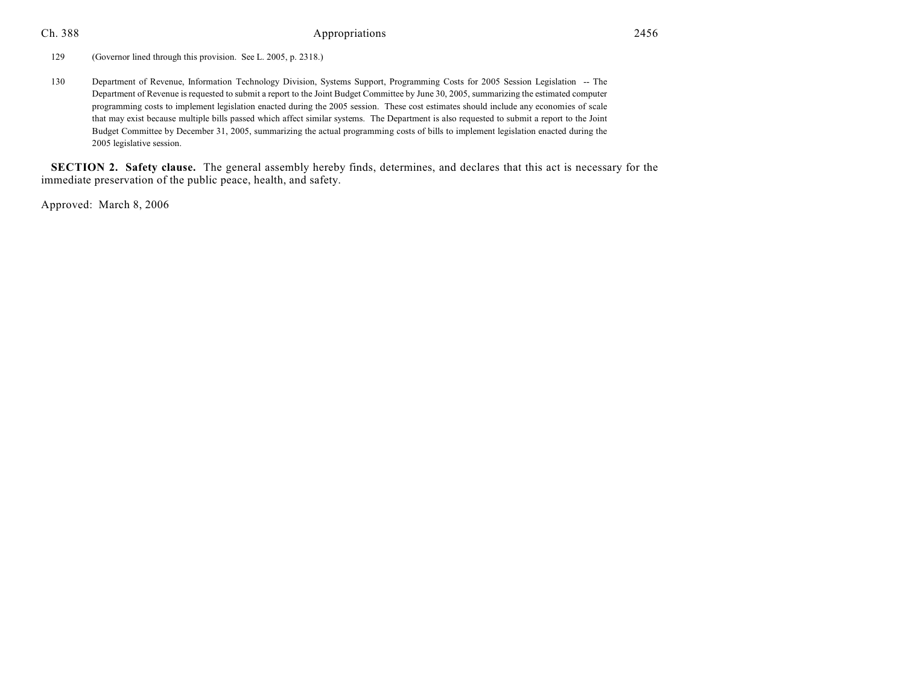129 (Governor lined through this provision. See L. 2005, p. 2318.)

130 Department of Revenue, Information Technology Division, Systems Support, Programming Costs for 2005 Session Legislation -- The Department of Revenue is requested to submit a report to the Joint Budget Committee by June 30, 2005, summarizing the estimated computer programming costs to implement legislation enacted during the 2005 session. These cost estimates should include any economies of scale that may exist because multiple bills passed which affect similar systems. The Department is also requested to submit a report to the Joint Budget Committee by December 31, 2005, summarizing the actual programming costs of bills to implement legislation enacted during the 2005 legislative session.

**SECTION 2. Safety clause.** The general assembly hereby finds, determines, and declares that this act is necessary for the immediate preservation of the public peace, health, and safety.

Approved: March 8, 2006